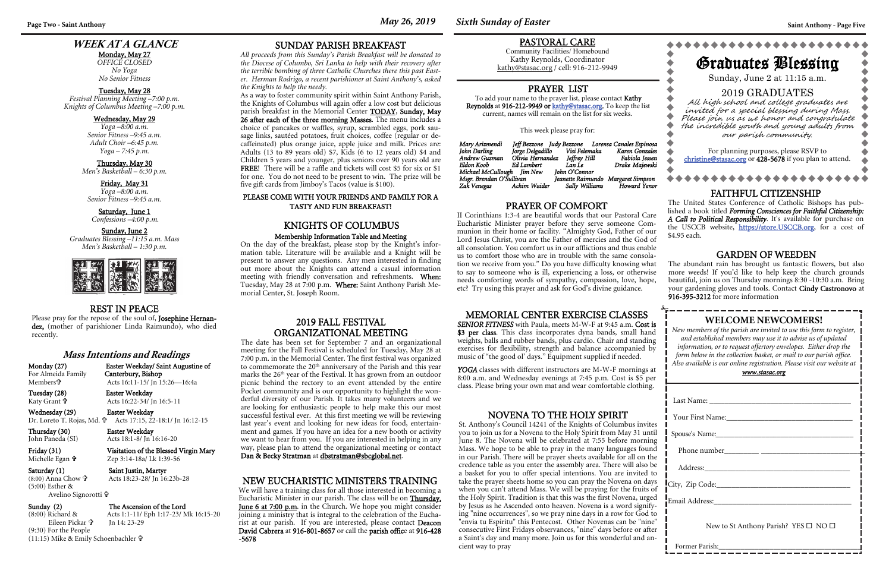# WEEK AT A GLANCE

**Monday, May 27**
*OFFICE CLOSED*
*No Yoga*
*No Senior Fitness*

**Tuesday, May 28**
*Festival Planning Meeting –7:00 p.m.*
*Knights of Columbus Meeting –7:00 p.m.*

**Wednesday, May 29**
*Yoga –8:00 a.m.*
*Senior Fitness –9:45 a.m.*
*Adult Choir –6:45 p.m.*
*Yoga – 7:45 p.m.*

**Thursday, May 30**
*Men's Basketball – 6:30 p.m.*

**Friday, May 31**
*Yoga –8:00 a.m.*
*Senior Fitness –9:45 a.m.*

**Saturday, June 1**
*Confessions –4:00 p.m.*

**Sunday, June 2**
*Graduates Blessing –11:15 a.m. Mass*
*Men's Basketball – 1:30 p.m.*

## REST IN PEACE

Please pray for the repose of the soul of, **Josephine Hernandez,** (mother of parishioner Linda Raimundo), who died recently.

## Mass Intentions and Readings

**Monday (27)** — **Easter Weekday/ Saint Augustine of Canterbury, Bishop**
For Almeida Family Members✞ — Acts 16:11-15/ Jn 15:26—16:4a

**Tuesday (28)** — **Easter Weekday**
Katy Grant ✞ — Acts 16:22-34/ Jn 16:5-11

**Wednesday (29)** — **Easter Weekday**
Dr. Loreto T. Rojas, Md. ✞ — Acts 17:15, 22-18:1/ Jn 16:12-15

**Thursday (30)** — **Easter Weekday**
John Paneda (SI) — Acts 18:1-8/ Jn 16:16-20

**Friday (31)** — **Visitation of the Blessed Virgin Mary**
Michelle Egan ✞ — Zep 3:14-18a/ Lk 1:39-56

**Saturday (1)** — **Saint Justin, Martyr**
(8:00) Anna Chow ✞ — Acts 18:23-28/ Jn 16:23b-28
(5:00) Esther & Avelino Signorotti ✞

**Sunday (2)** — **The Ascension of the Lord**
(8:00) Richard & Eileen Pickar ✞ — Acts 1:1-11/ Eph 1:17-23/ Mk 16:15-20, Jn 14: 23-29
(9:30) For the People
(11:15) Mike & Emily Schoenbachler ✞

## SUNDAY PARISH BREAKFAST

*All proceeds from this Sunday's Parish Breakfast will be donated to the Diocese of Columbo, Sri Lanka to help with their recovery after the terrible bombing of three Catholic Churches there this past Easter. Herman Rodrigo, a recent parishioner at Saint Anthony's, asked the Knights to help the needy.*

As a way to foster community spirit within Saint Anthony Parish, the Knights of Columbus will again offer a low cost but delicious parish breakfast in the Memorial Center **TODAY**, **Sunday, May 26 after each of the three morning Masses**. The menu includes a choice of pancakes or waffles, syrup, scrambled eggs, pork sausage links, sautéed potatoes, fruit choices, coffee (regular or decaffeinated) plus orange juice, apple juice and milk. Prices are: Adults (13 to 89 years old) $7, Kids (6 to 12 years old) $4 and Children 5 years and younger, plus seniors over 90 years old are **FREE**! There will be a raffle and tickets will cost $5 for six or $1 for one. You do not need to be present to win. The prize will be five gift cards from Jimboy's Tacos (value is $100).

**PLEASE COME WITH YOUR FRIENDS AND FAMILY FOR A TASTY AND FUN BREAKFAST!**

## KNIGHTS OF COLUMBUS

**Membership Information Table and Meeting**

On the day of the breakfast, please stop by the Knight's information table. Literature will be available and a Knight will be present to answer any questions. Any men interested in finding out more about the Knights can attend a casual information meeting with friendly conversation and refreshments. **When:** Tuesday, May 28 at 7:00 p.m. **Where:** Saint Anthony Parish Memorial Center, St. Joseph Room.

## 2019 FALL FESTIVAL ORGANIZATIONAL MEETING

The date has been set for September 7 and an organizational meeting for the Fall Festival is scheduled for Tuesday, May 28 at 7:00 p.m. in the Memorial Center. The first festival was organized to commemorate the 20th anniversary of the Parish and this year marks the 26th year of the Festival. It has grown from an outdoor picnic behind the rectory to an event attended by the entire Pocket community and is our opportunity to highlight the wonderful diversity of our Parish. It takes many volunteers and we are looking for enthusiastic people to help make this our most successful festival ever. At this first meeting we will be reviewing last year's event and looking for new ideas for food, entertainment and games. If you have an idea for a new booth or activity we want to hear from you. If you are interested in helping in any way, please plan to attend the organizational meeting or contact **Dan & Becky Stratman** at **dbstratman@sbcglobal.net**.

## NEW EUCHARISTIC MINISTERS TRAINING

We will have a training class for all those interested in becoming a Eucharistic Minister in our parish. The class will be on **Thursday, June 6 at 7:00 p.m.** in the Church. We hope you might consider joining a ministry that is integral to the celebration of the Eucharist at our parish. If you are interested, please contact **Deacon David Cabrera** at **916-801-8657** or call the **parish office** at **916-428-5678**

## PASTORAL CARE

Community Facilities/ Homebound
Kathy Reynolds, Coordinator
kathy@stasac.org / cell: 916-212-9949

## PRAYER LIST

To add your name to the prayer list, please contact **Kathy Reynolds** at **916-212-9949 or kathy@stasac.org**. To keep the list current, names will remain on the list for six weeks.

This week please pray for:

*Mary Arizmendi, Jeff Bezzone, Judy Bezzone, Lorensa Canales Espinosa, John Darling, Jorge Delgadillo, Visi Felemaka, Karen Gonzales, Andrew Guzman, Olivia Hernandez, Jeffrey Hill, Fabiola Jessen, Eldon Koob, Ed Lambert, Lan Le, Drake Majewski, Michael McCullough, Jim New, John O'Connor, Msgr. Brendan O'Sullivan, Jeanette Raimundo, Margaret Simpson, Zak Venegas, Achim Waider, Sally Williams, Howard Yenor*

## PRAYER OF COMFORT

II Corinthians 1:3-4 are beautiful words that our Pastoral Care Eucharistic Minister prayer before they serve someone Communion in their home or facility. "Almighty God, Father of our Lord Jesus Christ, you are the Father of mercies and the God of all consolation. You comfort us in our afflictions and thus enable us to comfort those who are in trouble with the same consolation we receive from you." Do you have difficulty knowing what to say to someone who is ill, experiencing a loss, or otherwise needs comforting words of sympathy, compassion, love, hope, etc? Try using this prayer and ask for God's divine guidance.

## MEMORIAL CENTER EXERCISE CLASSES

***SENIOR FITNESS*** with Paula, meets M-W-F at 9:45 a.m. **Cost is $3 per class**. This class incorporates dyna bands, small hand weights, balls and rubber bands, plus cardio. Chair and standing exercises for flexibility, strength and balance accompanied by music of "the good ol' days." Equipment supplied if needed.

***YOGA*** classes with different instructors are M-W-F mornings at 8:00 a.m. and Wednesday evenings at 7:45 p.m. Cost is $5 per class. Please bring your own mat and wear comfortable clothing.

## NOVENA TO THE HOLY SPIRIT

St. Anthony's Council 14241 of the Knights of Columbus invites you to join us for a Novena to the Holy Spirit from May 31 until June 8. The Novena will be celebrated at 7:55 before morning Mass. We hope to be able to pray in the many languages found in our Parish. There will be prayer sheets available for all on the credence table as you enter the assembly area. There will also be a basket for you to offer special intentions. You are invited to take the prayer sheets home so you can pray the Novena on days when you can't attend Mass. We will be praying for the fruits of the Holy Spirit. Tradition is that this was the first Novena, urged by Jesus as he Ascended onto heaven. Novena is a word signifying "nine occurrences", so we pray nine days in a row for God to "envia tu Espiritu" this Pentecost. Other Novenas can be "nine" consecutive First Fridays observances, "nine" days before or after a Saint's day and many more. Join us for this wonderful and ancient way to pray

# Graduates Blessing

Sunday, June 2 at 11:15 a.m.

## 2019 GRADUATES

*All high school and college graduates are invited for a special blessing during Mass. Please join us as we honor and congratulate the incredible youth and young adults from our parish community.*

For planning purposes, please RSVP to **christine@stasac.org** or **428-5678** if you plan to attend.

## FAITHFUL CITIZENSHIP

The United States Conference of Catholic Bishops has published a book titled ***Forming Consciences for Faithful Citizenship: A Call to Political Responsibility***. It's available for purchase on the USCCB website, **https://store.USCCB.org**, for a cost of $4.95 each.

## GARDEN OF WEEDEN

The abundant rain has brought us fantastic flowers, but also more weeds! If you'd like to help keep the church grounds beautiful, join us on Thursday mornings 8:30 -10:30 a.m. Bring your gardening gloves and tools. Contact **Cindy Castronovo** at **916-395-3212** for more information

## WELCOME NEWCOMERS!

*New members of the parish are invited to use this form to register, and established members may use it to advise us of updated information, or to request offertory envelopes. Either drop the form below in the collection basket, or mail to our parish office. Also available is our online registration. Please visit our website at* ***www.stasac.org***

Last Name: ______________________________

Your First Name: ______________________________

Spouse's Name: ______________________________

Phone number_________ ______________________

Address: ______________________________

City, Zip Code: ______________________________

Email Address: ______________________________

New to St Anthony Parish? YES ☐ NO ☐

Former Parish: ______________________________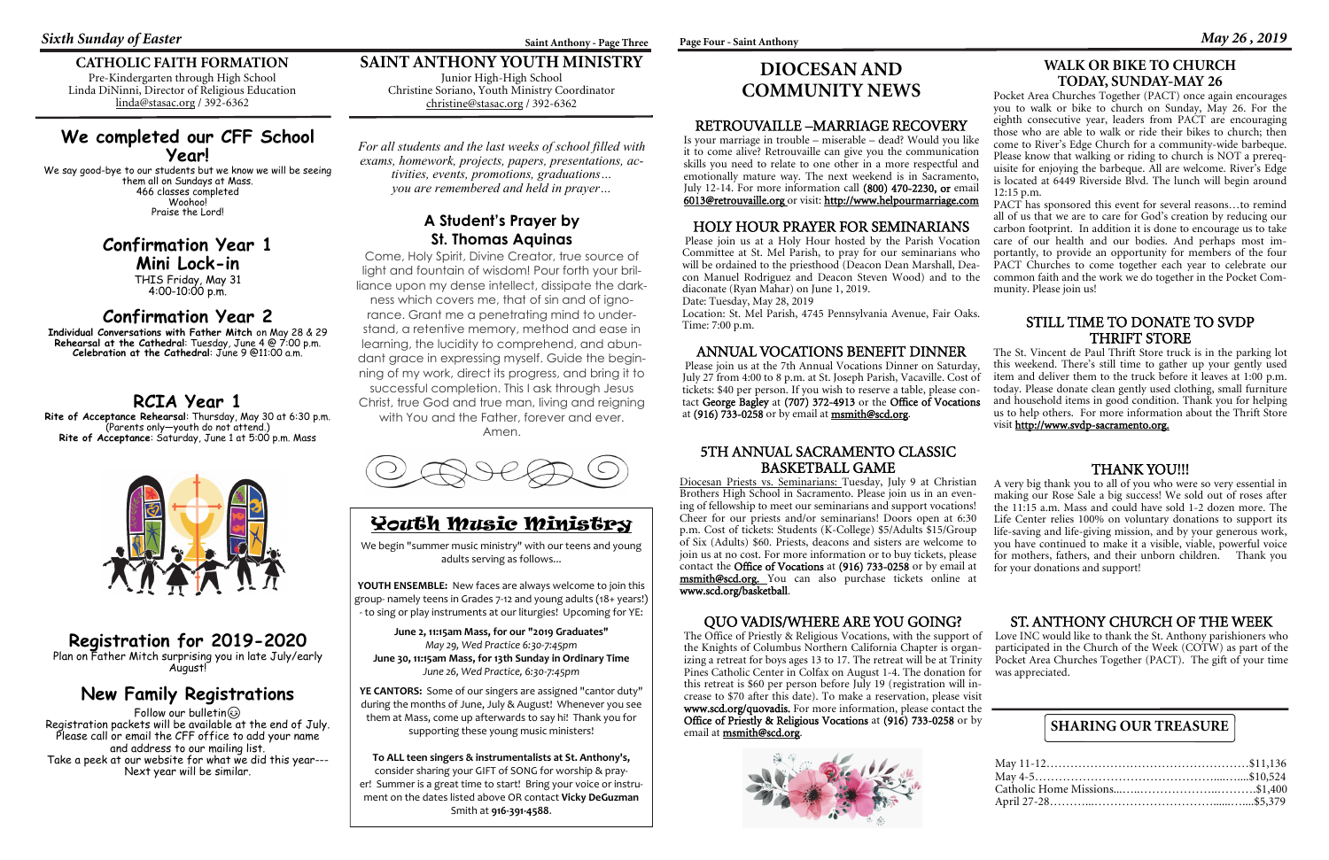# CATHOLIC FAITH FORMATION

Pre-Kindergarten through High School
Linda DiNinni, Director of Religious Education
linda@stasac.org / 392-6362

## We completed our CFF School Year!

We say good-bye to our students but we know we will be seeing them all on Sundays at Mass.
466 classes completed
Woohoo!
Praise the Lord!

## Confirmation Year 1 Mini Lock-in

THIS Friday, May 31
4:00-10:00 p.m.

## Confirmation Year 2

**Individual Conversations with Father Mitch** on May 28 & 29
**Rehearsal at the Cathedral**: Tuesday, June 4 @ 7:00 p.m.
**Celebration at the Cathedral**: June 9 @11:00 a.m.

## RCIA Year 1

**Rite of Acceptance Rehearsal**: Thursday, May 30 at 6:30 p.m. (Parents only—youth do not attend.)
**Rite of Acceptance**: Saturday, June 1 at 5:00 p.m. Mass

## Registration for 2019-2020

Plan on Father Mitch surprising you in late July/early August!

## New Family Registrations

Follow our bulletin☺
Registration packets will be available at the end of July. Please call or email the CFF office to add your name and address to our mailing list.
Take a peek at our website for what we did this year---Next year will be similar.

# SAINT ANTHONY YOUTH MINISTRY

Junior High-High School
Christine Soriano, Youth Ministry Coordinator
christine@stasac.org / 392-6362

*For all students and the last weeks of school filled with exams, homework, projects, papers, presentations, activities, events, promotions, graduations… you are remembered and held in prayer…*

## A Student's Prayer by St. Thomas Aquinas

Come, Holy Spirit, Divine Creator, true source of light and fountain of wisdom! Pour forth your brilliance upon my dense intellect, dissipate the darkness which covers me, that of sin and of ignorance. Grant me a penetrating mind to understand, a retentive memory, method and ease in learning, the lucidity to comprehend, and abundant grace in expressing myself. Guide the beginning of my work, direct its progress, and bring it to successful completion. This I ask through Jesus Christ, true God and true man, living and reigning with You and the Father, forever and ever. Amen.

## Youth Music Ministry

We begin "summer music ministry" with our teens and young adults serving as follows…

**YOUTH ENSEMBLE:** New faces are always welcome to join this group- namely teens in Grades 7-12 and young adults (18+ years!) - to sing or play instruments at our liturgies! Upcoming for YE:

**June 2, 11:15am Mass, for our "2019 Graduates"**
*May 29, Wed Practice 6:30-7:45pm*
**June 30, 11:15am Mass, for 13th Sunday in Ordinary Time**
*June 26, Wed Practice, 6:30-7:45pm*

**YE CANTORS:** Some of our singers are assigned "cantor duty" during the months of June, July & August! Whenever you see them at Mass, come up afterwards to say hi! Thank you for supporting these young music ministers!

**To ALL teen singers & instrumentalists at St. Anthony's,** consider sharing your GIFT of SONG for worship & prayer! Summer is a great time to start! Bring your voice or instrument on the dates listed above OR contact **Vicky DeGuzman** Smith at **916-391-4588**.

# DIOCESAN AND COMMUNITY NEWS

## RETROUVAILLE –MARRIAGE RECOVERY

Is your marriage in trouble – miserable – dead? Would you like it to come alive? Retrouvaille can give you the communication skills you need to relate to one other in a more respectful and emotionally mature way. The next weekend is in Sacramento, July 12-14. For more information call (800) 470-2230, or email 6013@retrouvaille.org or visit: http://www.helpourmarriage.com

## HOLY HOUR PRAYER FOR SEMINARIANS

Please join us at a Holy Hour hosted by the Parish Vocation Committee at St. Mel Parish, to pray for our seminarians who will be ordained to the priesthood (Deacon Dean Marshall, Deacon Manuel Rodriguez and Deacon Steven Wood) and to the diaconate (Ryan Mahar) on June 1, 2019.
Date: Tuesday, May 28, 2019
Location: St. Mel Parish, 4745 Pennsylvania Avenue, Fair Oaks.
Time: 7:00 p.m.

## ANNUAL VOCATIONS BENEFIT DINNER

Please join us at the 7th Annual Vocations Dinner on Saturday, July 27 from 4:00 to 8 p.m. at St. Joseph Parish, Vacaville. Cost of tickets: $40 per person. If you wish to reserve a table, please contact George Bagley at (707) 372-4913 or the Office of Vocations at (916) 733-0258 or by email at msmith@scd.org.

## 5TH ANNUAL SACRAMENTO CLASSIC BASKETBALL GAME

Diocesan Priests vs. Seminarians: Tuesday, July 9 at Christian Brothers High School in Sacramento. Please join us in an evening of fellowship to meet our seminarians and support vocations! Cheer for our priests and/or seminarians! Doors open at 6:30 p.m. Cost of tickets: Students (K-College) $5/Adults $15/Group of Six (Adults) $60. Priests, deacons and sisters are welcome to join us at no cost. For more information or to buy tickets, please contact the Office of Vocations at (916) 733-0258 or by email at msmith@scd.org. You can also purchase tickets online at www.scd.org/basketball.

## QUO VADIS/WHERE ARE YOU GOING?

The Office of Priestly & Religious Vocations, with the support of the Knights of Columbus Northern California Chapter is organizing a retreat for boys ages 13 to 17. The retreat will be at Trinity Pines Catholic Center in Colfax on August 1-4. The donation for this retreat is $60 per person before July 19 (registration will increase to $70 after this date). To make a reservation, please visit www.scd.org/quovadis. For more information, please contact the Office of Priestly & Religious Vocations at (916) 733-0258 or by email at msmith@scd.org.

## WALK OR BIKE TO CHURCH TODAY, SUNDAY-MAY 26

Pocket Area Churches Together (PACT) once again encourages you to walk or bike to church on Sunday, May 26. For the eighth consecutive year, leaders from PACT are encouraging those who are able to walk or ride their bikes to church; then come to River's Edge Church for a community-wide barbeque. Please know that walking or riding to church is NOT a prerequisite for enjoying the barbeque. All are welcome. River's Edge is located at 6449 Riverside Blvd. The lunch will begin around 12:15 p.m.

PACT has sponsored this event for several reasons…to remind all of us that we are to care for God's creation by reducing our carbon footprint. In addition it is done to encourage us to take care of our health and our bodies. And perhaps most importantly, to provide an opportunity for members of the four PACT Churches to come together each year to celebrate our common faith and the work we do together in the Pocket Community. Please join us!

## STILL TIME TO DONATE TO SVDP THRIFT STORE

The St. Vincent de Paul Thrift Store truck is in the parking lot this weekend. There's still time to gather up your gently used item and deliver them to the truck before it leaves at 1:00 p.m. today. Please donate clean gently used clothing, small furniture and household items in good condition. Thank you for helping us to help others. For more information about the Thrift Store visit http://www.svdp-sacramento.org.

## THANK YOU!!!

A very big thank you to all of you who were so very essential in making our Rose Sale a big success! We sold out of roses after the 11:15 a.m. Mass and could have sold 1-2 dozen more. The Life Center relies 100% on voluntary donations to support its life-saving and life-giving mission, and by your generous work, you have continued to make it a visible, viable, powerful voice for mothers, fathers, and their unborn children. Thank you for your donations and support!

## ST. ANTHONY CHURCH OF THE WEEK

Love INC would like to thank the St. Anthony parishioners who participated in the Church of the Week (COTW) as part of the Pocket Area Churches Together (PACT). The gift of your time was appreciated.

## SHARING OUR TREASURE

| | |
|---|---|
| May 11-12 | $11,136 |
| May 4-5 | $10,524 |
| Catholic Home Missions | $1,400 |
| April 27-28 | $5,379 |